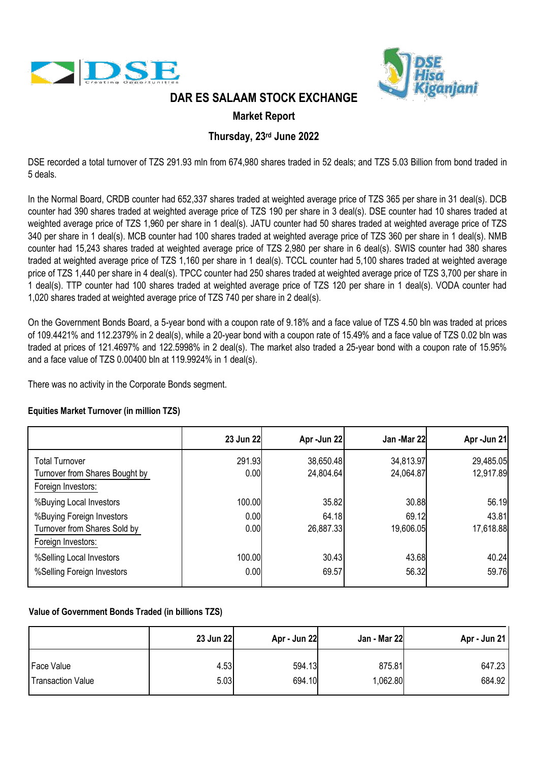# DAR ES SALAAM STOCK EXCHANGE

## Market Report

### Thursday, 23rd June 2022

DSE recorded a total turnover of TZS 291.93 mln from 674,980 shares traded in 52 deals; and TZS 5.03 Billion from bond traded in 5 deals.

In the Normal Board, CRDB counter had 652,337 shares traded at weighted average price of TZS 365 per share in 31 deal(s). DCB counter had 390 shares traded at weighted average price of TZS 190 per share in 3 deal(s). DSE counter had 10 shares traded at weighted average price of TZS 1,960 per share in 1 deal(s). JATU counter had 50 shares traded at weighted average price of TZS 340 per share in 1 deal(s). MCB counter had 100 shares traded at weighted average price of TZS 360 per share in 1 deal(s). NMB counter had 15,243 shares traded at weighted average price of TZS 2,980 per share in 6 deal(s). SWIS counter had 380 shares traded at weighted average price of TZS 1,160 per share in 1 deal(s). TCCL counter had 5,100 shares traded at weighted average price of TZS 1,440 per share in 4 deal(s). TPCC counter had 250 shares traded at weighted average price of TZS 3,700 per share in 1 deal(s). TTP counter had 100 shares traded at weighted average price of TZS 120 per share in 1 deal(s). VODA counter had 1,020 shares traded at weighted average price of TZS 740 per share in 2 deal(s).

On the Government Bonds Board, a 5-year bond with a coupon rate of 9.18% and a face value of TZS 4.50 bln was traded at prices of 109.4421% and 112.2379% in 2 deal(s), while a 20-year bond with a coupon rate of 15.49% and a face value of TZS 0.02 bln was traded at prices of 121.4697% and 122.5998% in 2 deal(s). The market also traded a 25-year bond with a coupon rate of 15.95% and a face value of TZS 0.00400 bln at 119.9924% in 1 deal(s).

There was no activity in the Corporate Bonds segment.

**Equities Market Turnover (in million TZS)**

| | 23 Jun 22 | Apr -Jun 22 | Jan -Mar 22 | Apr -Jun 21 |
|---|---|---|---|---|
| Total Turnover | 291.93 | 38,650.48 | 34,813.97 | 29,485.05 |
| Turnover from Shares Bought by Foreign Investors: | 0.00 | 24,804.64 | 24,064.87 | 12,917.89 |
| %Buying Local Investors | 100.00 | 35.82 | 30.88 | 56.19 |
| %Buying Foreign Investors | 0.00 | 64.18 | 69.12 | 43.81 |
| Turnover from Shares Sold by Foreign Investors: | 0.00 | 26,887.33 | 19,606.05 | 17,618.88 |
| %Selling Local Investors | 100.00 | 30.43 | 43.68 | 40.24 |
| %Selling Foreign Investors | 0.00 | 69.57 | 56.32 | 59.76 |

**Value of Government Bonds Traded (in billions TZS)**

| | 23 Jun 22 | Apr - Jun 22 | Jan - Mar 22 | Apr - Jun 21 |
|---|---|---|---|---|
| Face Value | 4.53 | 594.13 | 875.81 | 647.23 |
| Transaction Value | 5.03 | 694.10 | 1,062.80 | 684.92 |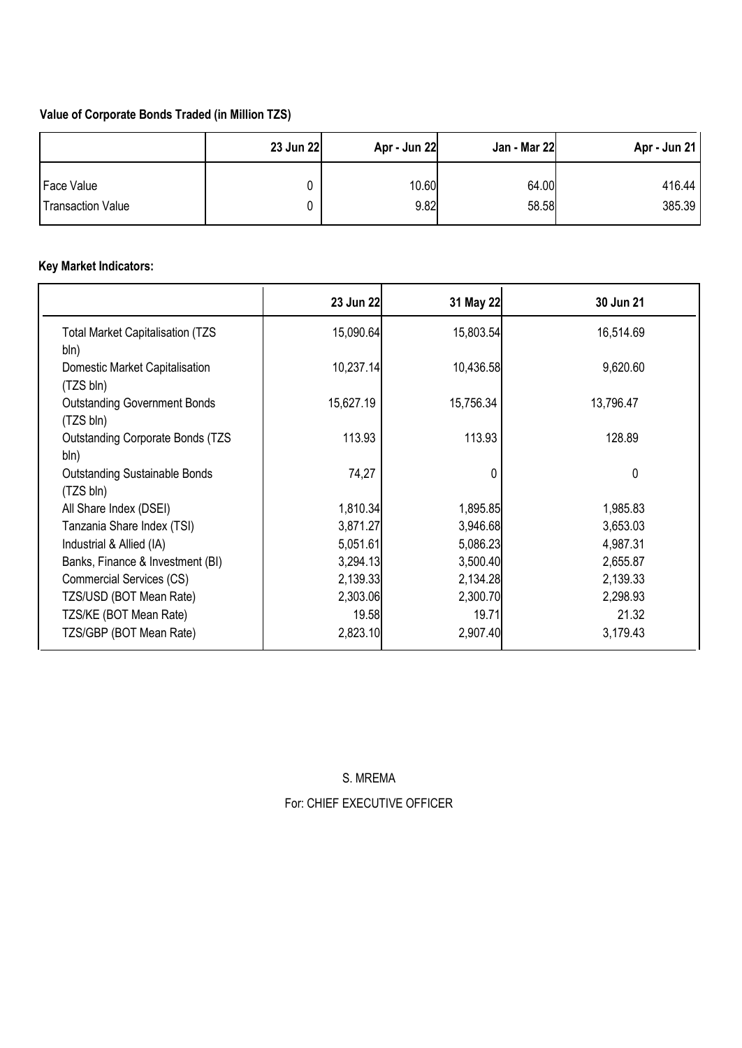**Value of Corporate Bonds Traded (in Million TZS)**

| | 23 Jun 22 | Apr - Jun 22 | Jan - Mar 22 | Apr - Jun 21 |
|---|---|---|---|---|
| Face Value | 0 | 10.60 | 64.00 | 416.44 |
| Transaction Value | 0 | 9.82 | 58.58 | 385.39 |

**Key Market Indicators:**

| | 23 Jun 22 | 31 May 22 | 30 Jun 21 |
|---|---|---|---|
| Total Market Capitalisation (TZS bln) | 15,090.64 | 15,803.54 | 16,514.69 |
| Domestic Market Capitalisation (TZS bln) | 10,237.14 | 10,436.58 | 9,620.60 |
| Outstanding Government Bonds (TZS bln) | 15,627.19 | 15,756.34 | 13,796.47 |
| Outstanding Corporate Bonds (TZS bln) | 113.93 | 113.93 | 128.89 |
| Outstanding Sustainable Bonds (TZS bln) | 74,27 | 0 | 0 |
| All Share Index (DSEI) | 1,810.34 | 1,895.85 | 1,985.83 |
| Tanzania Share Index (TSI) | 3,871.27 | 3,946.68 | 3,653.03 |
| Industrial & Allied (IA) | 5,051.61 | 5,086.23 | 4,987.31 |
| Banks, Finance & Investment (BI) | 3,294.13 | 3,500.40 | 2,655.87 |
| Commercial Services (CS) | 2,139.33 | 2,134.28 | 2,139.33 |
| TZS/USD (BOT Mean Rate) | 2,303.06 | 2,300.70 | 2,298.93 |
| TZS/KE (BOT Mean Rate) | 19.58 | 19.71 | 21.32 |
| TZS/GBP (BOT Mean Rate) | 2,823.10 | 2,907.40 | 3,179.43 |

S. MREMA

For: CHIEF EXECUTIVE OFFICER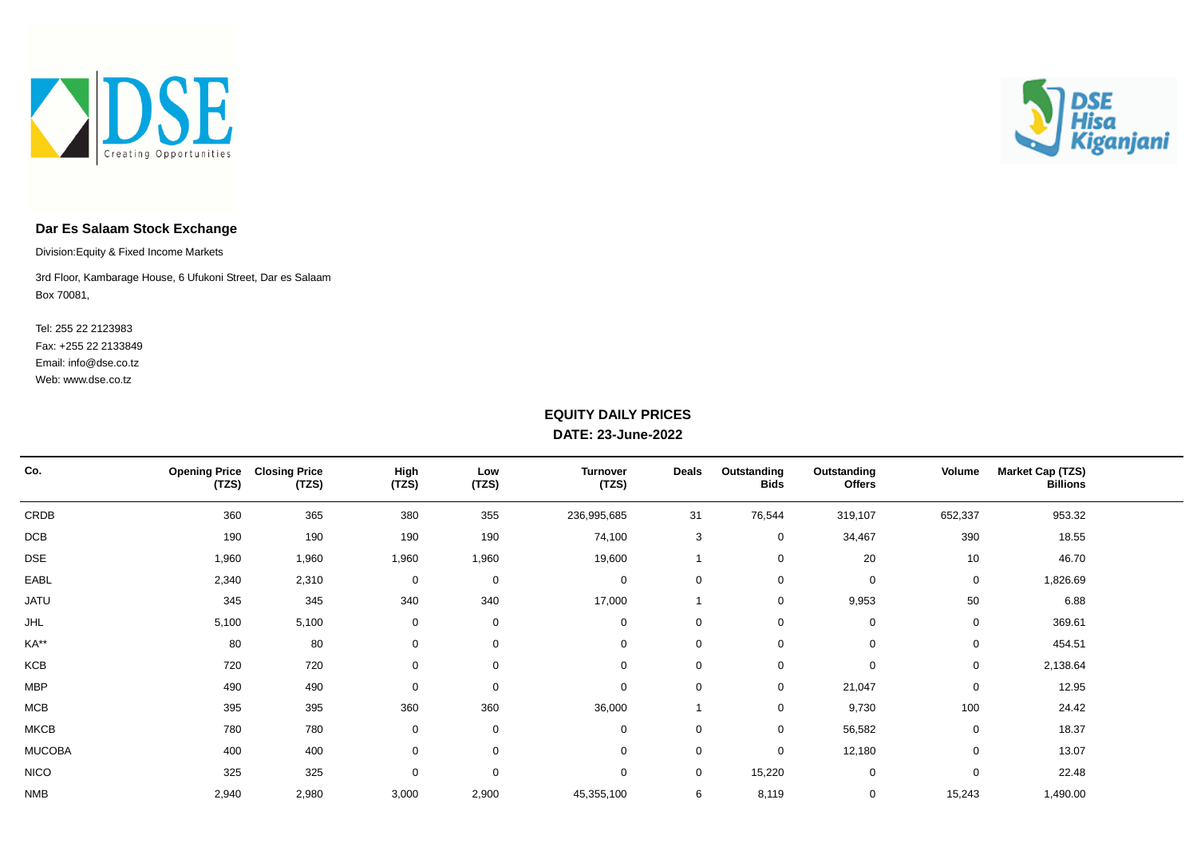**Dar Es Salaam Stock Exchange**

Division:Equity & Fixed Income Markets

3rd Floor, Kambarage House, 6 Ufukoni Street, Dar es Salaam
Box 70081,

Tel: 255 22 2123983
Fax: +255 22 2133849
Email: info@dse.co.tz
Web: www.dse.co.tz

## EQUITY DAILY PRICES

**DATE: 23-June-2022**

| Co. | Opening Price (TZS) | Closing Price (TZS) | High (TZS) | Low (TZS) | Turnover (TZS) | Deals | Outstanding Bids | Outstanding Offers | Volume | Market Cap (TZS) Billions |
|---|---|---|---|---|---|---|---|---|---|---|
| CRDB | 360 | 365 | 380 | 355 | 236,995,685 | 31 | 76,544 | 319,107 | 652,337 | 953.32 |
| DCB | 190 | 190 | 190 | 190 | 74,100 | 3 | 0 | 34,467 | 390 | 18.55 |
| DSE | 1,960 | 1,960 | 1,960 | 1,960 | 19,600 | 1 | 0 | 20 | 10 | 46.70 |
| EABL | 2,340 | 2,310 | 0 | 0 | 0 | 0 | 0 | 0 | 0 | 1,826.69 |
| JATU | 345 | 345 | 340 | 340 | 17,000 | 1 | 0 | 9,953 | 50 | 6.88 |
| JHL | 5,100 | 5,100 | 0 | 0 | 0 | 0 | 0 | 0 | 0 | 369.61 |
| KA** | 80 | 80 | 0 | 0 | 0 | 0 | 0 | 0 | 0 | 454.51 |
| KCB | 720 | 720 | 0 | 0 | 0 | 0 | 0 | 0 | 0 | 2,138.64 |
| MBP | 490 | 490 | 0 | 0 | 0 | 0 | 0 | 21,047 | 0 | 12.95 |
| MCB | 395 | 395 | 360 | 360 | 36,000 | 1 | 0 | 9,730 | 100 | 24.42 |
| MKCB | 780 | 780 | 0 | 0 | 0 | 0 | 0 | 56,582 | 0 | 18.37 |
| MUCOBA | 400 | 400 | 0 | 0 | 0 | 0 | 0 | 12,180 | 0 | 13.07 |
| NICO | 325 | 325 | 0 | 0 | 0 | 0 | 15,220 | 0 | 0 | 22.48 |
| NMB | 2,940 | 2,980 | 3,000 | 2,900 | 45,355,100 | 6 | 8,119 | 0 | 15,243 | 1,490.00 |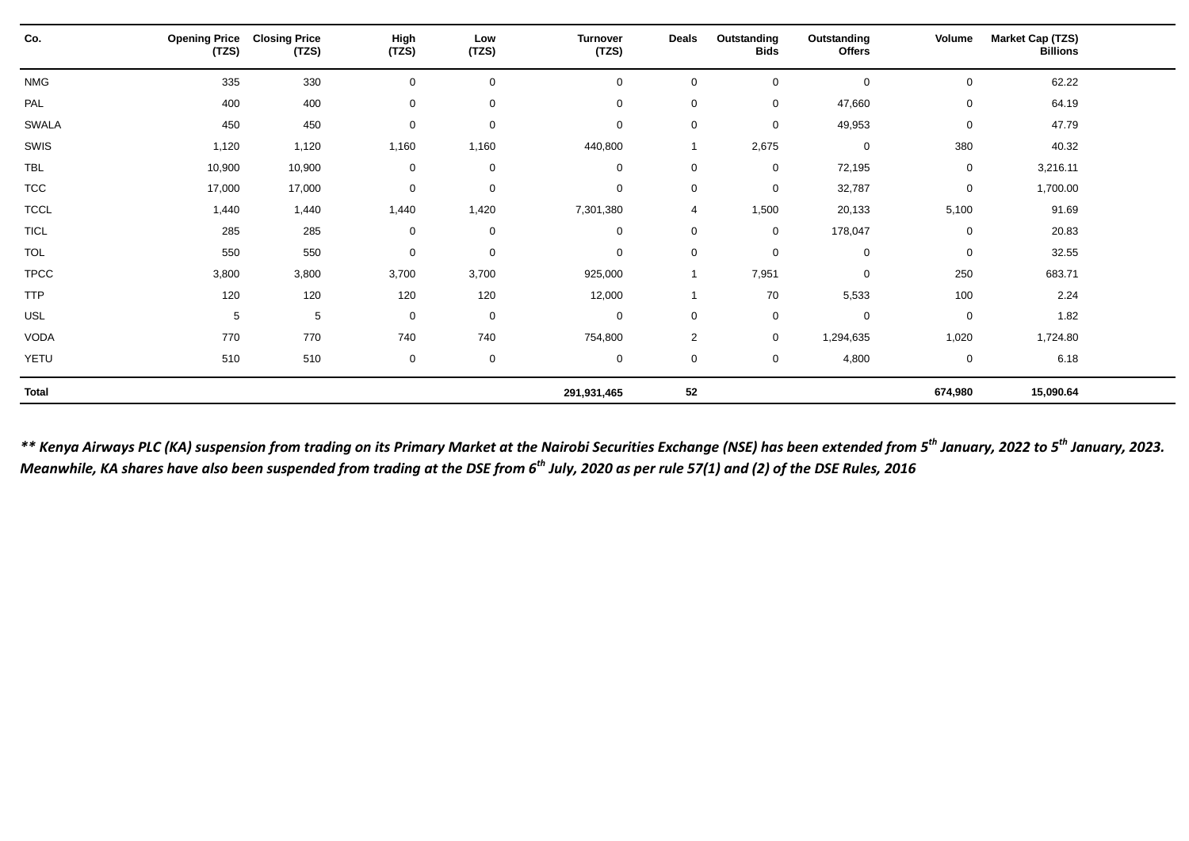| Co. | Opening Price (TZS) | Closing Price (TZS) | High (TZS) | Low (TZS) | Turnover (TZS) | Deals | Outstanding Bids | Outstanding Offers | Volume | Market Cap (TZS) Billions |
|---|---|---|---|---|---|---|---|---|---|---|
| NMG | 335 | 330 | 0 | 0 | 0 | 0 | 0 | 0 | 0 | 62.22 |
| PAL | 400 | 400 | 0 | 0 | 0 | 0 | 0 | 47,660 | 0 | 64.19 |
| SWALA | 450 | 450 | 0 | 0 | 0 | 0 | 0 | 49,953 | 0 | 47.79 |
| SWIS | 1,120 | 1,120 | 1,160 | 1,160 | 440,800 | 1 | 2,675 | 0 | 380 | 40.32 |
| TBL | 10,900 | 10,900 | 0 | 0 | 0 | 0 | 0 | 72,195 | 0 | 3,216.11 |
| TCC | 17,000 | 17,000 | 0 | 0 | 0 | 0 | 0 | 32,787 | 0 | 1,700.00 |
| TCCL | 1,440 | 1,440 | 1,440 | 1,420 | 7,301,380 | 4 | 1,500 | 20,133 | 5,100 | 91.69 |
| TICL | 285 | 285 | 0 | 0 | 0 | 0 | 0 | 178,047 | 0 | 20.83 |
| TOL | 550 | 550 | 0 | 0 | 0 | 0 | 0 | 0 | 0 | 32.55 |
| TPCC | 3,800 | 3,800 | 3,700 | 3,700 | 925,000 | 1 | 7,951 | 0 | 250 | 683.71 |
| TTP | 120 | 120 | 120 | 120 | 12,000 | 1 | 70 | 5,533 | 100 | 2.24 |
| USL | 5 | 5 | 0 | 0 | 0 | 0 | 0 | 0 | 0 | 1.82 |
| VODA | 770 | 770 | 740 | 740 | 754,800 | 2 | 0 | 1,294,635 | 1,020 | 1,724.80 |
| YETU | 510 | 510 | 0 | 0 | 0 | 0 | 0 | 4,800 | 0 | 6.18 |
| **Total** | | | | | **291,931,465** | **52** | | | **674,980** | **15,090.64** |

***** Kenya Airways PLC (KA) suspension from trading on its Primary Market at the Nairobi Securities Exchange (NSE) has been extended from 5th January, 2022 to 5th January, 2023. Meanwhile, KA shares have also been suspended from trading at the DSE from 6th July, 2020 as per rule 57(1) and (2) of the DSE Rules, 2016***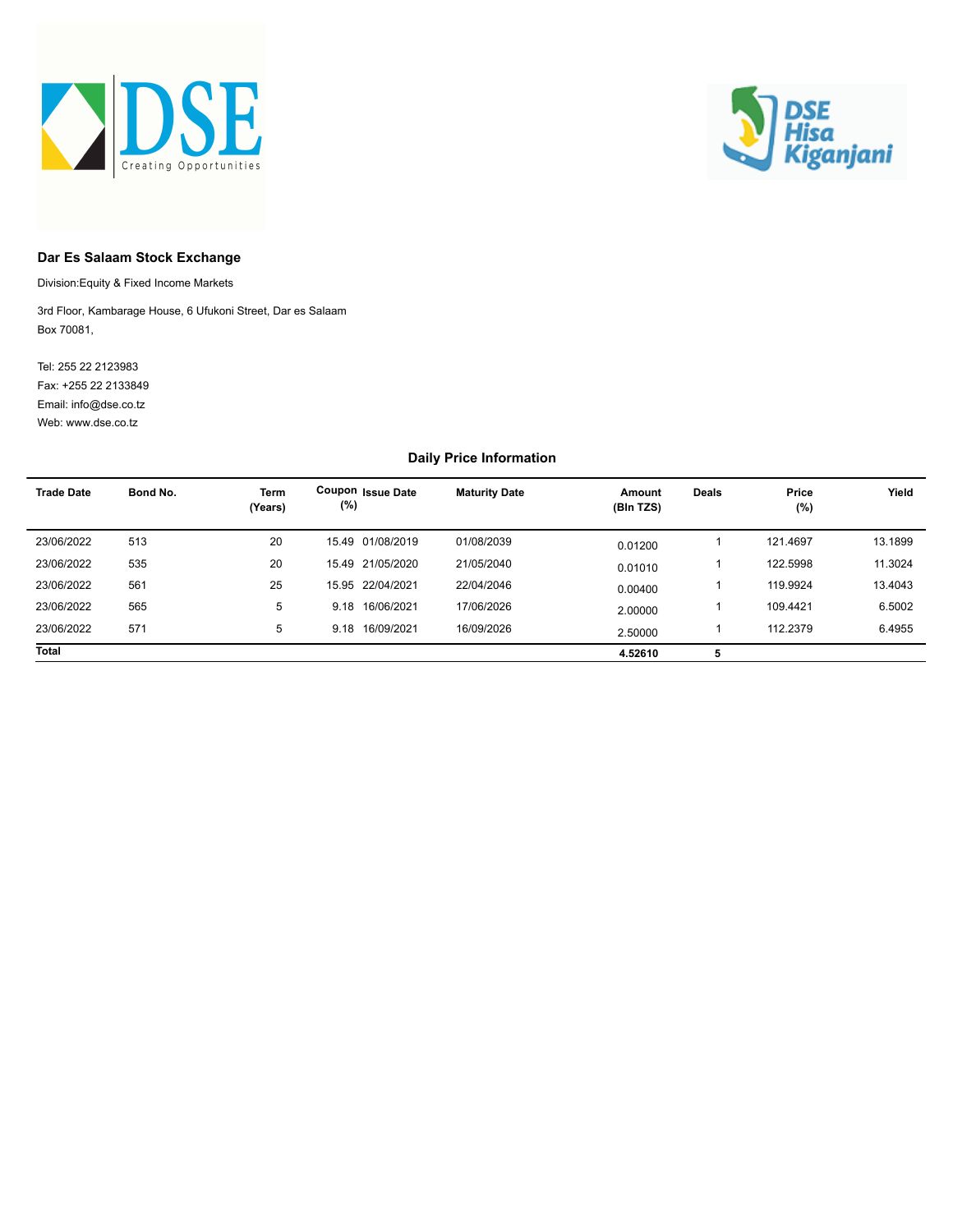**Dar Es Salaam Stock Exchange**

Division:Equity & Fixed Income Markets

3rd Floor, Kambarage House, 6 Ufukoni Street, Dar es Salaam
Box 70081,

Tel: 255 22 2123983
Fax: +255 22 2133849
Email: info@dse.co.tz
Web: www.dse.co.tz

## Daily Price Information

| Trade Date | Bond No. | Term (Years) | Coupon (%) | Issue Date | Maturity Date | Amount (Bln TZS) | Deals | Price (%) | Yield |
|---|---|---|---|---|---|---|---|---|---|
| 23/06/2022 | 513 | 20 | 15.49 | 01/08/2019 | 01/08/2039 | 0.01200 | 1 | 121.4697 | 13.1899 |
| 23/06/2022 | 535 | 20 | 15.49 | 21/05/2020 | 21/05/2040 | 0.01010 | 1 | 122.5998 | 11.3024 |
| 23/06/2022 | 561 | 25 | 15.95 | 22/04/2021 | 22/04/2046 | 0.00400 | 1 | 119.9924 | 13.4043 |
| 23/06/2022 | 565 | 5 | 9.18 | 16/06/2021 | 17/06/2026 | 2.00000 | 1 | 109.4421 | 6.5002 |
| 23/06/2022 | 571 | 5 | 9.18 | 16/09/2021 | 16/09/2026 | 2.50000 | 1 | 112.2379 | 6.4955 |
| **Total** | | | | | | **4.52610** | **5** | | |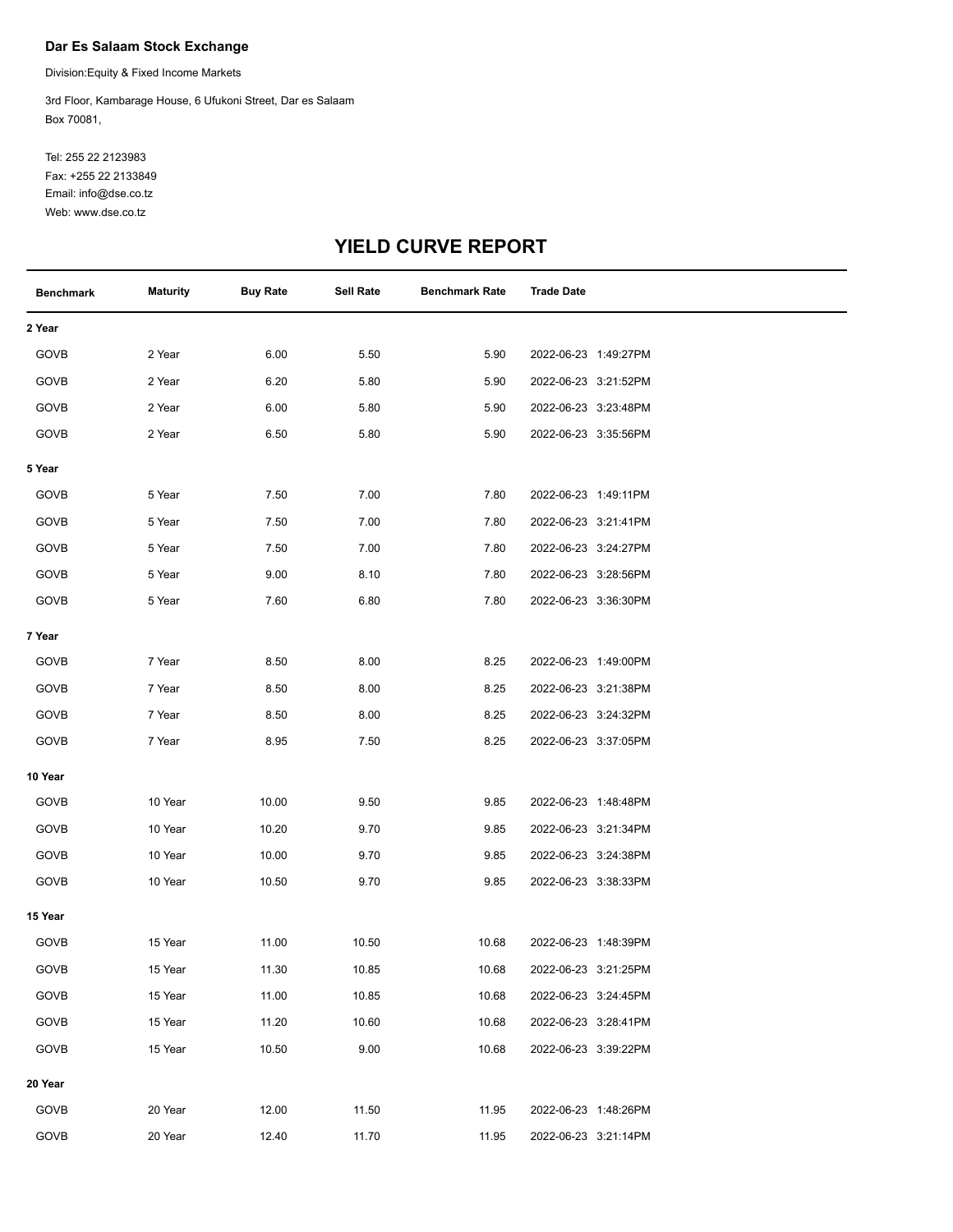**Dar Es Salaam Stock Exchange**

Division:Equity & Fixed Income Markets

3rd Floor, Kambarage House, 6 Ufukoni Street, Dar es Salaam
Box 70081,

Tel: 255 22 2123983
Fax: +255 22 2133849
Email: info@dse.co.tz
Web: www.dse.co.tz

## YIELD CURVE REPORT

| Benchmark | Maturity | Buy Rate | Sell Rate | Benchmark Rate | Trade Date |
|---|---|---|---|---|---|
| **2 Year** | | | | | |
| GOVB | 2 Year | 6.00 | 5.50 | 5.90 | 2022-06-23 1:49:27PM |
| GOVB | 2 Year | 6.20 | 5.80 | 5.90 | 2022-06-23 3:21:52PM |
| GOVB | 2 Year | 6.00 | 5.80 | 5.90 | 2022-06-23 3:23:48PM |
| GOVB | 2 Year | 6.50 | 5.80 | 5.90 | 2022-06-23 3:35:56PM |
| **5 Year** | | | | | |
| GOVB | 5 Year | 7.50 | 7.00 | 7.80 | 2022-06-23 1:49:11PM |
| GOVB | 5 Year | 7.50 | 7.00 | 7.80 | 2022-06-23 3:21:41PM |
| GOVB | 5 Year | 7.50 | 7.00 | 7.80 | 2022-06-23 3:24:27PM |
| GOVB | 5 Year | 9.00 | 8.10 | 7.80 | 2022-06-23 3:28:56PM |
| GOVB | 5 Year | 7.60 | 6.80 | 7.80 | 2022-06-23 3:36:30PM |
| **7 Year** | | | | | |
| GOVB | 7 Year | 8.50 | 8.00 | 8.25 | 2022-06-23 1:49:00PM |
| GOVB | 7 Year | 8.50 | 8.00 | 8.25 | 2022-06-23 3:21:38PM |
| GOVB | 7 Year | 8.50 | 8.00 | 8.25 | 2022-06-23 3:24:32PM |
| GOVB | 7 Year | 8.95 | 7.50 | 8.25 | 2022-06-23 3:37:05PM |
| **10 Year** | | | | | |
| GOVB | 10 Year | 10.00 | 9.50 | 9.85 | 2022-06-23 1:48:48PM |
| GOVB | 10 Year | 10.20 | 9.70 | 9.85 | 2022-06-23 3:21:34PM |
| GOVB | 10 Year | 10.00 | 9.70 | 9.85 | 2022-06-23 3:24:38PM |
| GOVB | 10 Year | 10.50 | 9.70 | 9.85 | 2022-06-23 3:38:33PM |
| **15 Year** | | | | | |
| GOVB | 15 Year | 11.00 | 10.50 | 10.68 | 2022-06-23 1:48:39PM |
| GOVB | 15 Year | 11.30 | 10.85 | 10.68 | 2022-06-23 3:21:25PM |
| GOVB | 15 Year | 11.00 | 10.85 | 10.68 | 2022-06-23 3:24:45PM |
| GOVB | 15 Year | 11.20 | 10.60 | 10.68 | 2022-06-23 3:28:41PM |
| GOVB | 15 Year | 10.50 | 9.00 | 10.68 | 2022-06-23 3:39:22PM |
| **20 Year** | | | | | |
| GOVB | 20 Year | 12.00 | 11.50 | 11.95 | 2022-06-23 1:48:26PM |
| GOVB | 20 Year | 12.40 | 11.70 | 11.95 | 2022-06-23 3:21:14PM |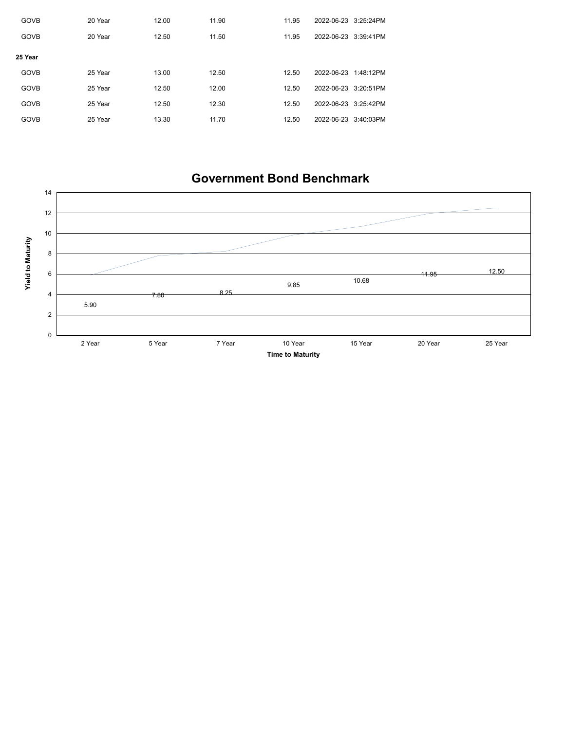| | | | | | |
|---|---|---|---|---|---|
| GOVB | 20 Year | 12.00 | 11.90 | 11.95 | 2022-06-23 3:25:24PM |
| GOVB | 20 Year | 12.50 | 11.50 | 11.95 | 2022-06-23 3:39:41PM |
| **25 Year** | | | | | |
| GOVB | 25 Year | 13.00 | 12.50 | 12.50 | 2022-06-23 1:48:12PM |
| GOVB | 25 Year | 12.50 | 12.00 | 12.50 | 2022-06-23 3:20:51PM |
| GOVB | 25 Year | 12.50 | 12.30 | 12.50 | 2022-06-23 3:25:42PM |
| GOVB | 25 Year | 13.30 | 11.70 | 12.50 | 2022-06-23 3:40:03PM |

**Government Bond Benchmark**

Yield to Maturity

14
12
10
8
6
4
2
0

5.90
7.80
8.25
9.85
10.68
11.95
12.50

2 Year
5 Year
7 Year
10 Year
15 Year
20 Year
25 Year

Time to Maturity